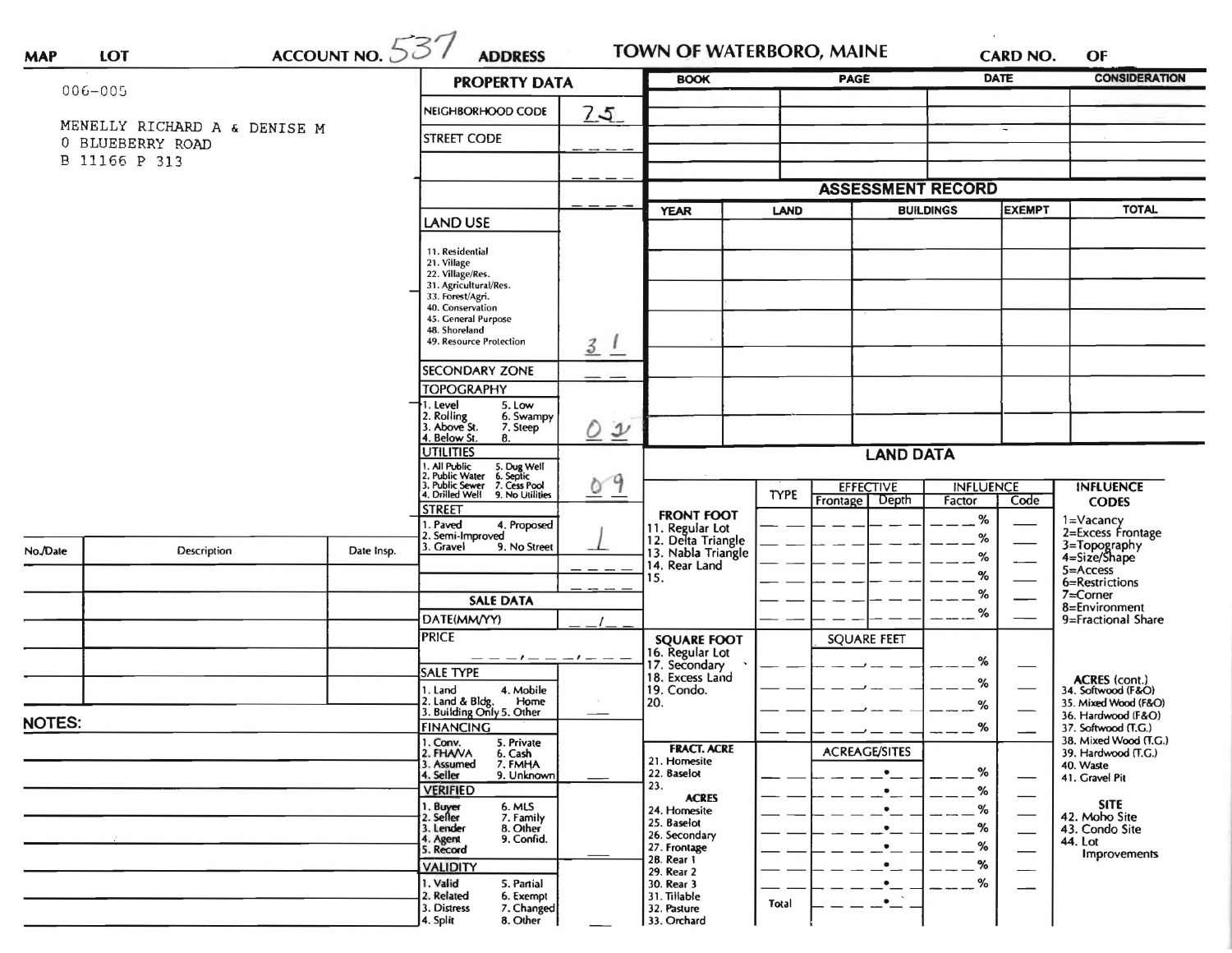# TOWN OF WATERBORO, MAINE

**MAP** | **LOT** | **ACCOUNT NO.** 537 | **ADDRESS** | **CARD NO.** | **OF**

006-005

MENELLY RICHARD A & DENISE M
0 BLUEBERRY ROAD
B 11166 P 313

## PROPERTY DATA

| Field | Value |
|---|---|
| NEIGHBORHOOD CODE | 25 |
| STREET CODE | |
| LAND USE | 31 |
| SECONDARY ZONE | |
| TOPOGRAPHY | 0 2 |
| UTILITIES | 0 9 |
| STREET | 1 |

LAND USE: 11. Residential, 21. Village, 22. Village/Res., 31. Agricultural/Res., 33. Forest/Agri., 40. Conservation, 45. General Purpose, 48. Shoreland, 49. Resource Protection

TOPOGRAPHY: 1. Level, 2. Rolling, 3. Above St., 4. Below St., 5. Low, 6. Swampy, 7. Steep, 8.

UTILITIES: 1. All Public, 2. Public Water, 3. Public Sewer, 4. Drilled Well, 5. Dug Well, 6. Septic, 7. Cess Pool, 9. No Utilities

STREET: 1. Paved, 2. Semi-Improved, 3. Gravel, 4. Proposed, 9. No Street

## SALE DATA

| Field | Value |
|---|---|
| DATE(MM/YY) | |
| PRICE | |
| SALE TYPE | |
| FINANCING | |
| VERIFIED | |
| VALIDITY | |

SALE TYPE: 1. Land, 2. Land & Bldg., 3. Building Only, 4. Mobile Home, 5. Other

FINANCING: 1. Conv., 2. FHA/VA, 3. Assumed, 4. Seller, 5. Private, 6. Cash, 7. FMHA, 9. Unknown

VERIFIED: 1. Buyer, 2. Seller, 3. Lender, 4. Agent, 5. Record, 6. MLS, 7. Family, 8. Other, 9. Confid.

VALIDITY: 1. Valid, 2. Related, 3. Distress, 4. Split, 5. Partial, 6. Exempt, 7. Changed, 8. Other

| BOOK | PAGE | DATE | CONSIDERATION |
|---|---|---|---|
| | | | |
| | | | |
| | | | |
| | | | |

## ASSESSMENT RECORD

| YEAR | LAND | BUILDINGS | EXEMPT | TOTAL |
|---|---|---|---|---|
| | | | | |
| | | | | |
| | | | | |
| | | | | |
| | | | | |
| | | | | |
| | | | | |

## LAND DATA

| | TYPE | EFFECTIVE Frontage | EFFECTIVE Depth | INFLUENCE Factor | INFLUENCE Code |
|---|---|---|---|---|---|
| **FRONT FOOT** 11. Regular Lot, 12. Delta Triangle, 13. Nabla Triangle, 14. Rear Land, 15. | | | | % | |
| **SQUARE FOOT** 16. Regular Lot, 17. Secondary, 18. Excess Land, 19. Condo., 20. | | SQUARE FEET | | % | |
| **FRACT. ACRE** 21. Homesite, 22. Baselot, 23. | | ACREAGE/SITES | | % | |
| **ACRES** 24. Homesite, 25. Baselot, 26. Secondary, 27. Frontage, 28. Rear 1, 29. Rear 2, 30. Rear 3, 31. Tillable, 32. Pasture, 33. Orchard | Total | | | % | |

**INFLUENCE CODES**
1=Vacancy
2=Excess Frontage
3=Topography
4=Size/Shape
5=Access
6=Restrictions
7=Corner
8=Environment
9=Fractional Share

**ACRES (cont.)**
34. Softwood (F&O)
35. Mixed Wood (F&O)
36. Hardwood (F&O)
37. Softwood (T.G.)
38. Mixed Wood (T.G.)
39. Hardwood (T.G.)
40. Waste
41. Gravel Pit

**SITE**
42. Moho Site
43. Condo Site
44. Lot Improvements

| No./Date | Description | Date Insp. |
|---|---|---|
| | | |
| | | |
| | | |
| | | |
| | | |

**NOTES:**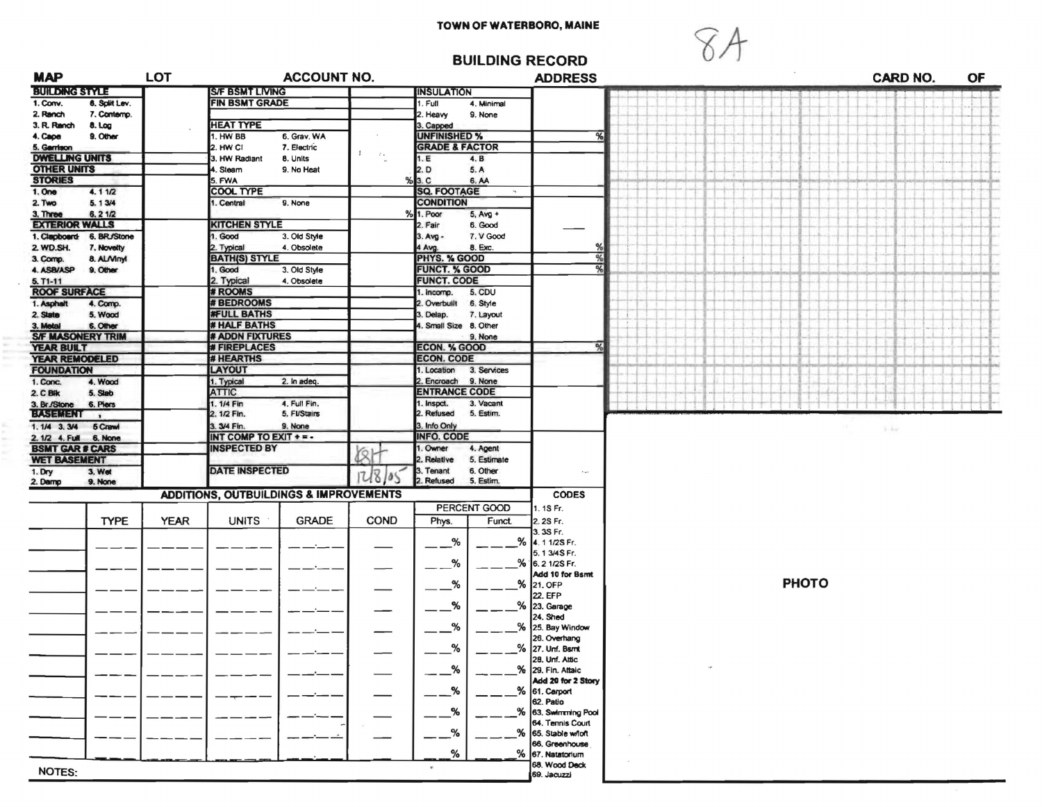TOWN OF WATERBORO, MAINE

8A

## BUILDING RECORD

**MAP** **LOT** **ACCOUNT NO.** **ADDRESS** **CARD NO.** **OF**

| | | | | | |
|---|---|---|---|---|---|
| **BUILDING STYLE** | | **S/F BSMT LIVING** | | **INSULATION** | |
| 1. Conv. 6. Split Lev. | | **FIN BSMT GRADE** | | 1. Full 4. Minimal | |
| 2. Ranch 7. Contemp. | | | | 2. Heavy 9. None | |
| 3. R. Ranch 8. Log | | **HEAT TYPE** | | 3. Capped | |
| 4. Cape 9. Other | | 1. HW BB 6. Grav. WA | | **UNFINISHED %** | % |
| 5. Garrison | | 2. HW CI 7. Electric | | **GRADE & FACTOR** | |
| **DWELLING UNITS** | | 3. HW Radiant 8. Units | | 1. E 4. B | |
| **OTHER UNITS** | | 4. Steam 9. No Heat | | 2. D 5. A | |
| **STORIES** | | 5. FWA | % | 3. C 6. AA | |
| 1. One 4. 1 1/2 | | **COOL TYPE** | | **SQ. FOOTAGE** | |
| 2. Two 5. 1 3/4 | | 1. Central 9. None | | **CONDITION** | |
| 3. Three 6. 2 1/2 | | | % | 1. Poor 5. Avg + | |
| **EXTERIOR WALLS** | | **KITCHEN STYLE** | | 2. Fair 6. Good | |
| 1. Clapboard 6. BR/Stone | | 1. Good 3. Old Style | | 3. Avg - 7. V Good | |
| 2. WD.SH. 7. Novelty | | 2. Typical 4. Obsolete | | 4 Avg. 8. Exc. | % |
| 3. Comp. 8. AL/Vinyl | | **BATH(S) STYLE** | | **PHYS. % GOOD** | % |
| 4. ASB/ASP 9. Other | | 1. Good 3. Old Style | | **FUNCT. % GOOD** | % |
| 5. T1-11 | | 2. Typical 4. Obsolete | | **FUNCT. CODE** | |
| **ROOF SURFACE** | | **# ROOMS** | | 1. Incomp. 5. CDU | |
| 1. Asphalt 4. Comp. | | **# BEDROOMS** | | 2. Overbuilt 6. Style | |
| 2. Slate 5. Wood | | **#FULL BATHS** | | 3. Delap. 7. Layout | |
| 3. Metal 6. Other | | **# HALF BATHS** | | 4. Small Size 8. Other | |
| **S/F MASONERY TRIM** | | **# ADDN FIXTURES** | | 9. None | |
| **YEAR BUILT** | | **# FIREPLACES** | | **ECON. % GOOD** | % |
| **YEAR REMODELED** | | **# HEARTHS** | | **ECON. CODE** | |
| **FOUNDATION** | | **LAYOUT** | | 1. Location 3. Services | |
| 1. Conc. 4. Wood | | 1. Typical 2. In adeq. | | 2. Encroach 9. None | |
| 2. C Blk 5. Slab | | **ATTIC** | | **ENTRANCE CODE** | |
| 3. Br./Stone 6. Piers | | 1. 1/4 Fin 4. Full Fin. | | 1. Inspct. 3. Vacant | |
| **BASEMENT** | | 2. 1/2 Fin. 5. Fl/Stairs | | 2. Refused 5. Estim. | |
| 1. 1/4 3. 3/4 5 Crawl | | 3. 3/4 Fin. 9. None | | 3. Info Only | |
| 2. 1/2 4. Full 6. None | | **INT COMP TO EXIT + = -** | | **INFO. CODE** | |
| **BSMT GAR # CARS** | | **INSPECTED BY** | 18H | 1. Owner 4. Agent | |
| **WET BASEMENT** | | | | 2. Relative 5. Estimate | |
| 1. Dry 3. Wet | | **DATE INSPECTED** | 12/8/05 | 3. Tenant 6. Other | |
| 2. Damp 9. None | | | | 2. Refused 5. Estim. | |

### ADDITIONS, OUTBUILDINGS & IMPROVEMENTS

| | TYPE | YEAR | UNITS | GRADE | COND | PERCENT GOOD Phys. | PERCENT GOOD Funct. |
|---|---|---|---|---|---|---|---|
| | | | | | | % | % |
| | | | | | | % | % |
| | | | | | | % | % |
| | | | | | | % | % |
| | | | | | | % | % |
| | | | | | | % | % |
| | | | | | | % | % |
| | | | | | | % | % |
| | | | | | | % | % |
| | | | | | | % | % |
| | | | | | | % | % |

NOTES:

**CODES**
1. 1S Fr.
2. 2S Fr.
3. 3S Fr.
4. 1 1/2S Fr.
5. 1 3/4S Fr.
6. 2 1/2S Fr.
**Add 10 for Bsmt**
21. OFP
22. EFP
23. Garage
24. Shed
25. Bay Window
26. Overhang
27. Unf. Bsmt
28. Unf. Attic
29. Fin. Attaic
**Add 20 for 2 Story**
61. Carport
62. Patio
63. Swimming Pool
64. Tennis Court
65. Stable w/loft
66. Greenhouse
67. Natatorium
68. Wood Deck
69. Jacuzzi

PHOTO